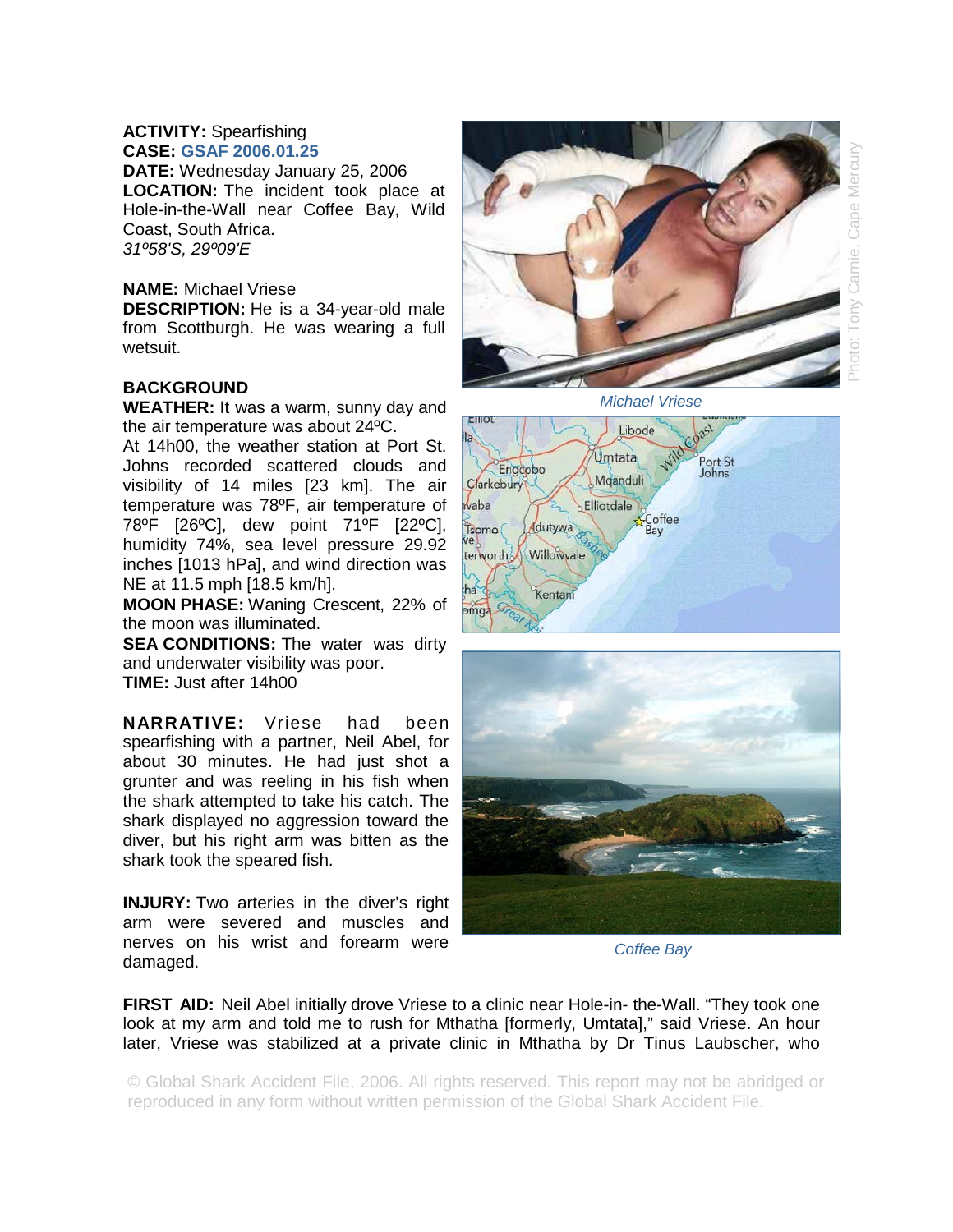**ACTIVITY:** Spearfishing
**CASE:** GSAF 2006.01.25
**DATE:** Wednesday January 25, 2006
**LOCATION:** The incident took place at Hole-in-the-Wall near Coffee Bay, Wild Coast, South Africa.
*31º58'S, 29º09'E*

**NAME:** Michael Vriese
**DESCRIPTION:** He is a 34-year-old male from Scottburgh. He was wearing a full wetsuit.

**BACKGROUND**
**WEATHER:** It was a warm, sunny day and the air temperature was about 24ºC.
At 14h00, the weather station at Port St. Johns recorded scattered clouds and visibility of 14 miles [23 km]. The air temperature was 78ºF, air temperature of 78ºF [26ºC], dew point 71ºF [22ºC], humidity 74%, sea level pressure 29.92 inches [1013 hPa], and wind direction was NE at 11.5 mph [18.5 km/h].
**MOON PHASE:** Waning Crescent, 22% of the moon was illuminated.
**SEA CONDITIONS:** The water was dirty and underwater visibility was poor.
**TIME:** Just after 14h00

**NARRATIVE:** Vriese had been spearfishing with a partner, Neil Abel, for about 30 minutes. He had just shot a grunter and was reeling in his fish when the shark attempted to take his catch. The shark displayed no aggression toward the diver, but his right arm was bitten as the shark took the speared fish.

**INJURY:** Two arteries in the diver's right arm were severed and muscles and nerves on his wrist and forearm were damaged.

Photo: Tony Carnie, Cape Mercury

Michael Vriese

Coffee Bay

**FIRST AID:** Neil Abel initially drove Vriese to a clinic near Hole-in- the-Wall. "They took one look at my arm and told me to rush for Mthatha [formerly, Umtata]," said Vriese. An hour later, Vriese was stabilized at a private clinic in Mthatha by Dr Tinus Laubscher, who

© Global Shark Accident File, 2006. All rights reserved. This report may not be abridged or reproduced in any form without written permission of the Global Shark Accident File.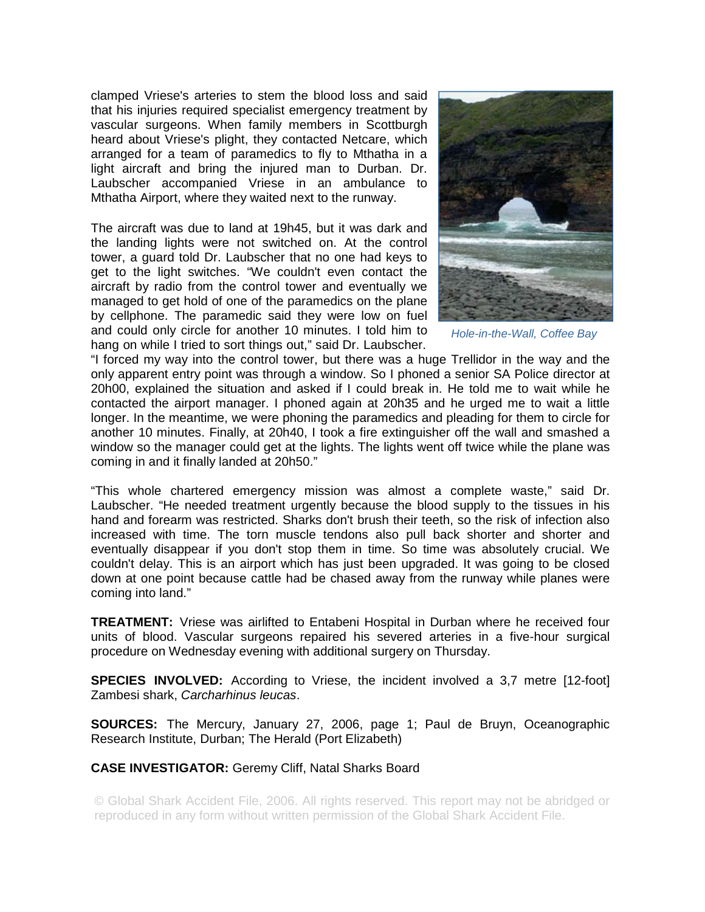clamped Vriese's arteries to stem the blood loss and said that his injuries required specialist emergency treatment by vascular surgeons. When family members in Scottburgh heard about Vriese's plight, they contacted Netcare, which arranged for a team of paramedics to fly to Mthatha in a light aircraft and bring the injured man to Durban. Dr. Laubscher accompanied Vriese in an ambulance to Mthatha Airport, where they waited next to the runway.

The aircraft was due to land at 19h45, but it was dark and the landing lights were not switched on. At the control tower, a guard told Dr. Laubscher that no one had keys to get to the light switches. "We couldn't even contact the aircraft by radio from the control tower and eventually we managed to get hold of one of the paramedics on the plane by cellphone. The paramedic said they were low on fuel and could only circle for another 10 minutes. I told him to hang on while I tried to sort things out," said Dr. Laubscher. "I forced my way into the control tower, but there was a huge Trellidor in the way and the only apparent entry point was through a window. So I phoned a senior SA Police director at 20h00, explained the situation and asked if I could break in. He told me to wait while he contacted the airport manager. I phoned again at 20h35 and he urged me to wait a little longer. In the meantime, we were phoning the paramedics and pleading for them to circle for another 10 minutes. Finally, at 20h40, I took a fire extinguisher off the wall and smashed a window so the manager could get at the lights. The lights went off twice while the plane was coming in and it finally landed at 20h50."

*Hole-in-the-Wall, Coffee Bay*

"This whole chartered emergency mission was almost a complete waste," said Dr. Laubscher. "He needed treatment urgently because the blood supply to the tissues in his hand and forearm was restricted. Sharks don't brush their teeth, so the risk of infection also increased with time. The torn muscle tendons also pull back shorter and shorter and eventually disappear if you don't stop them in time. So time was absolutely crucial. We couldn't delay. This is an airport which has just been upgraded. It was going to be closed down at one point because cattle had be chased away from the runway while planes were coming into land."

**TREATMENT:** Vriese was airlifted to Entabeni Hospital in Durban where he received four units of blood. Vascular surgeons repaired his severed arteries in a five-hour surgical procedure on Wednesday evening with additional surgery on Thursday.

**SPECIES INVOLVED:** According to Vriese, the incident involved a 3,7 metre [12-foot] Zambesi shark, *Carcharhinus leucas*.

**SOURCES:** The Mercury, January 27, 2006, page 1; Paul de Bruyn, Oceanographic Research Institute, Durban; The Herald (Port Elizabeth)

**CASE INVESTIGATOR:** Geremy Cliff, Natal Sharks Board

© Global Shark Accident File, 2006. All rights reserved. This report may not be abridged or reproduced in any form without written permission of the Global Shark Accident File.